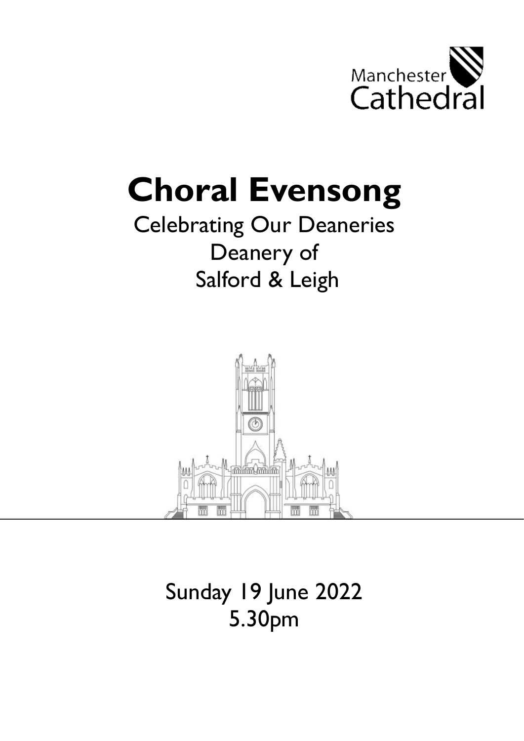Manchester Cathedral

# Choral Evensong

Celebrating Our Deaneries
Deanery of
Salford & Leigh

Sunday 19 June 2022
5.30pm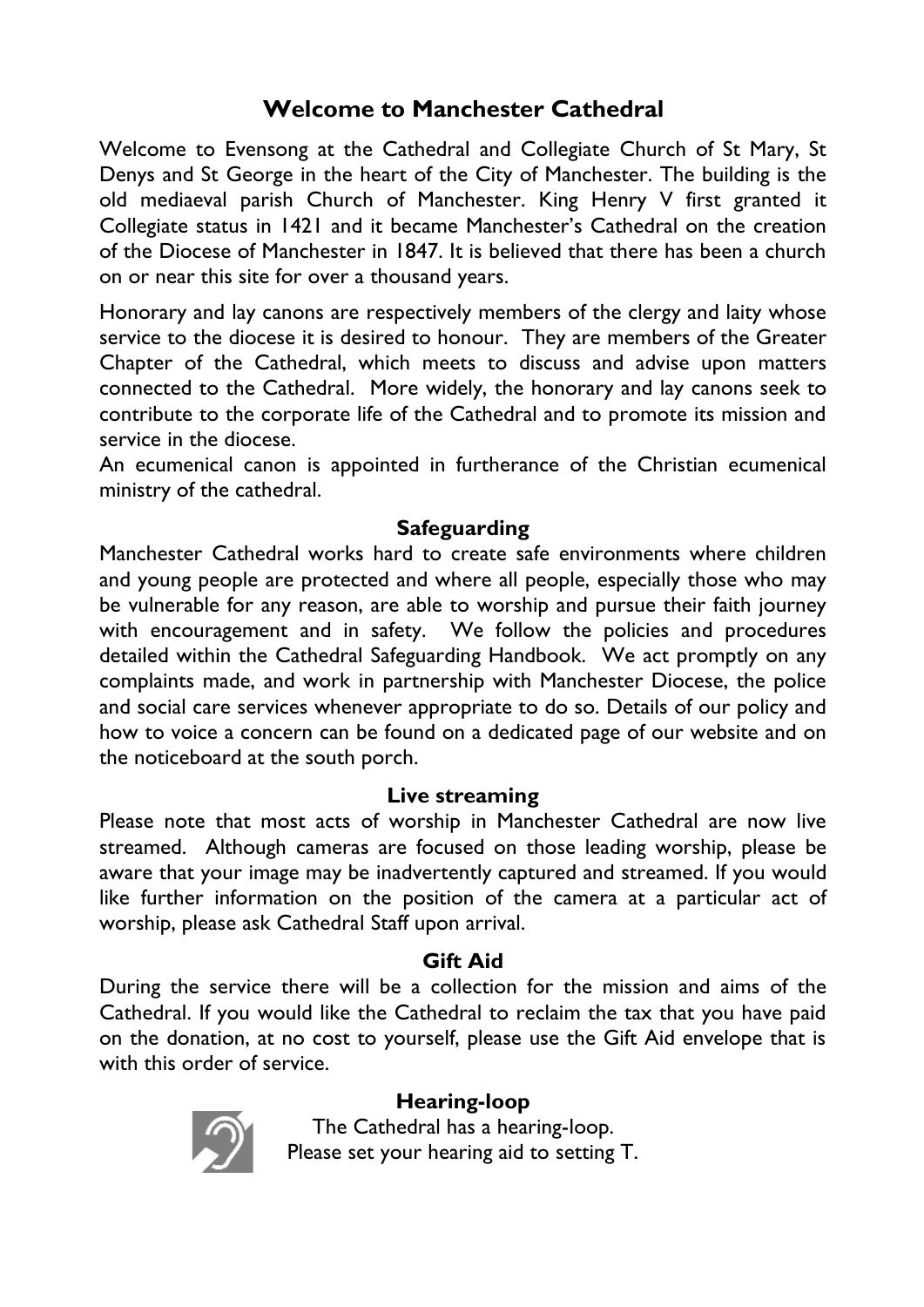# Welcome to Manchester Cathedral

Welcome to Evensong at the Cathedral and Collegiate Church of St Mary, St Denys and St George in the heart of the City of Manchester. The building is the old mediaeval parish Church of Manchester. King Henry V first granted it Collegiate status in 1421 and it became Manchester's Cathedral on the creation of the Diocese of Manchester in 1847. It is believed that there has been a church on or near this site for over a thousand years.

Honorary and lay canons are respectively members of the clergy and laity whose service to the diocese it is desired to honour. They are members of the Greater Chapter of the Cathedral, which meets to discuss and advise upon matters connected to the Cathedral. More widely, the honorary and lay canons seek to contribute to the corporate life of the Cathedral and to promote its mission and service in the diocese.

An ecumenical canon is appointed in furtherance of the Christian ecumenical ministry of the cathedral.

## Safeguarding

Manchester Cathedral works hard to create safe environments where children and young people are protected and where all people, especially those who may be vulnerable for any reason, are able to worship and pursue their faith journey with encouragement and in safety. We follow the policies and procedures detailed within the Cathedral Safeguarding Handbook. We act promptly on any complaints made, and work in partnership with Manchester Diocese, the police and social care services whenever appropriate to do so. Details of our policy and how to voice a concern can be found on a dedicated page of our website and on the noticeboard at the south porch.

## Live streaming

Please note that most acts of worship in Manchester Cathedral are now live streamed. Although cameras are focused on those leading worship, please be aware that your image may be inadvertently captured and streamed. If you would like further information on the position of the camera at a particular act of worship, please ask Cathedral Staff upon arrival.

## Gift Aid

During the service there will be a collection for the mission and aims of the Cathedral. If you would like the Cathedral to reclaim the tax that you have paid on the donation, at no cost to yourself, please use the Gift Aid envelope that is with this order of service.

## Hearing-loop

The Cathedral has a hearing-loop.
Please set your hearing aid to setting T.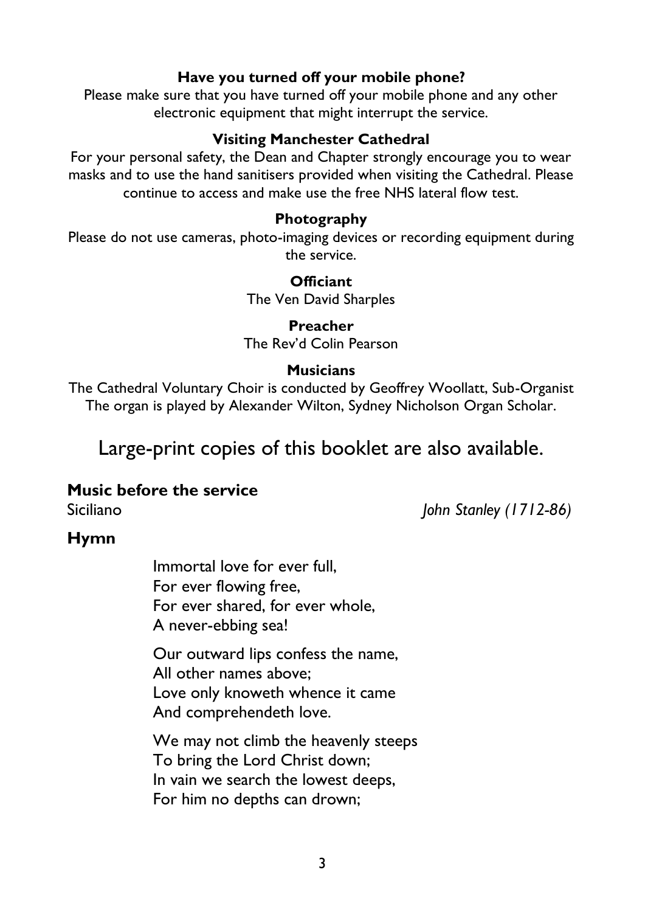**Have you turned off your mobile phone?**

Please make sure that you have turned off your mobile phone and any other electronic equipment that might interrupt the service.

**Visiting Manchester Cathedral**

For your personal safety, the Dean and Chapter strongly encourage you to wear masks and to use the hand sanitisers provided when visiting the Cathedral. Please continue to access and make use the free NHS lateral flow test.

**Photography**

Please do not use cameras, photo-imaging devices or recording equipment during the service.

**Officiant**

The Ven David Sharples

**Preacher**

The Rev'd Colin Pearson

**Musicians**

The Cathedral Voluntary Choir is conducted by Geoffrey Woollatt, Sub-Organist
The organ is played by Alexander Wilton, Sydney Nicholson Organ Scholar.

## Large-print copies of this booklet are also available.

### Music before the service

Siciliano *John Stanley (1712-86)*

### Hymn

Immortal love for ever full,
For ever flowing free,
For ever shared, for ever whole,
A never-ebbing sea!

Our outward lips confess the name,
All other names above;
Love only knoweth whence it came
And comprehendeth love.

We may not climb the heavenly steeps
To bring the Lord Christ down;
In vain we search the lowest deeps,
For him no depths can drown;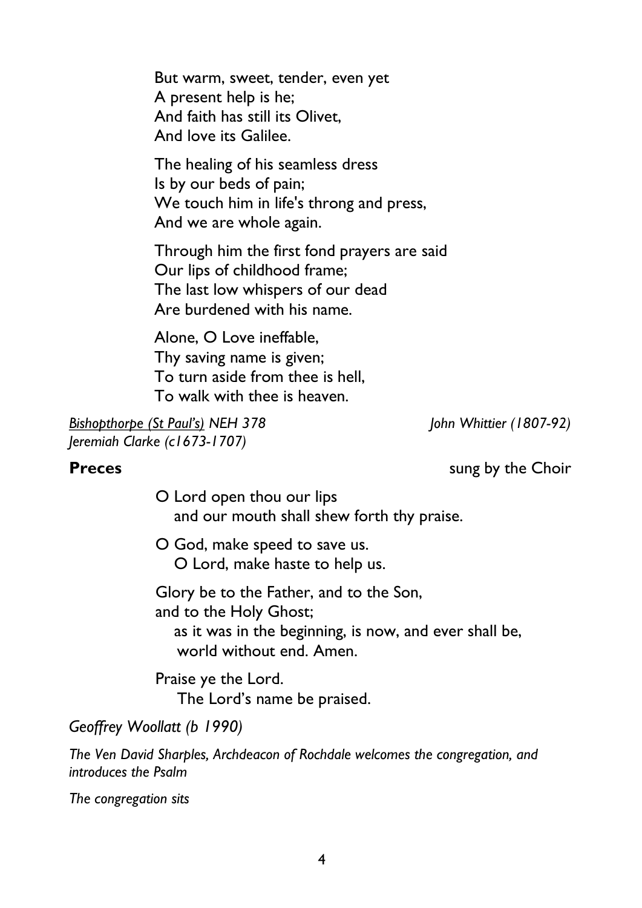But warm, sweet, tender, even yet
A present help is he;
And faith has still its Olivet,
And love its Galilee.

The healing of his seamless dress
Is by our beds of pain;
We touch him in life's throng and press,
And we are whole again.

Through him the first fond prayers are said
Our lips of childhood frame;
The last low whispers of our dead
Are burdened with his name.

Alone, O Love ineffable,
Thy saving name is given;
To turn aside from thee is hell,
To walk with thee is heaven.

*Bishopthorpe (St Paul's) NEH 378* *John Whittier (1807-92)*
*Jeremiah Clarke (c1673-1707)*

**Preces** sung by the Choir

O Lord open thou our lips
and our mouth shall shew forth thy praise.

O God, make speed to save us.
O Lord, make haste to help us.

Glory be to the Father, and to the Son,
and to the Holy Ghost;
as it was in the beginning, is now, and ever shall be,
world without end. Amen.

Praise ye the Lord.
The Lord's name be praised.

*Geoffrey Woollatt (b 1990)*

*The Ven David Sharples, Archdeacon of Rochdale welcomes the congregation, and introduces the Psalm*

*The congregation sits*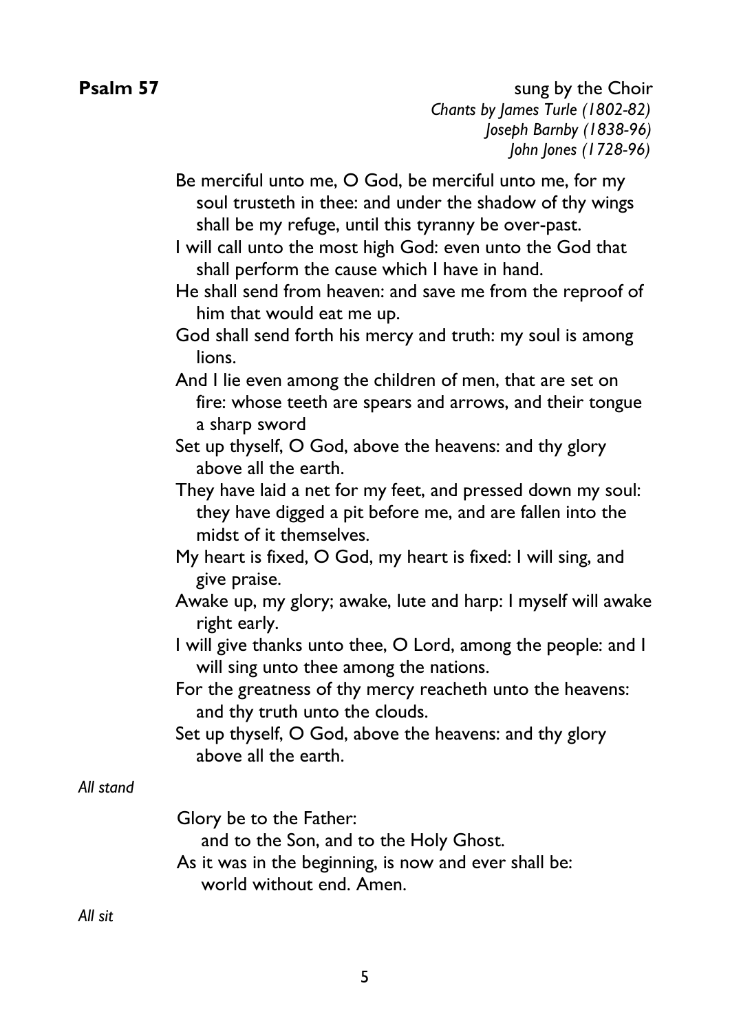**Psalm 57** sung by the Choir

*Chants by James Turle (1802-82)*
*Joseph Barnby (1838-96)*
*John Jones (1728-96)*

Be merciful unto me, O God, be merciful unto me, for my soul trusteth in thee: and under the shadow of thy wings shall be my refuge, until this tyranny be over-past.

I will call unto the most high God: even unto the God that shall perform the cause which I have in hand.

He shall send from heaven: and save me from the reproof of him that would eat me up.

God shall send forth his mercy and truth: my soul is among lions.

And I lie even among the children of men, that are set on fire: whose teeth are spears and arrows, and their tongue a sharp sword

Set up thyself, O God, above the heavens: and thy glory above all the earth.

They have laid a net for my feet, and pressed down my soul: they have digged a pit before me, and are fallen into the midst of it themselves.

My heart is fixed, O God, my heart is fixed: I will sing, and give praise.

Awake up, my glory; awake, lute and harp: I myself will awake right early.

I will give thanks unto thee, O Lord, among the people: and I will sing unto thee among the nations.

For the greatness of thy mercy reacheth unto the heavens: and thy truth unto the clouds.

Set up thyself, O God, above the heavens: and thy glory above all the earth.

*All stand*

Glory be to the Father:
and to the Son, and to the Holy Ghost.
As it was in the beginning, is now and ever shall be:
world without end. Amen.

*All sit*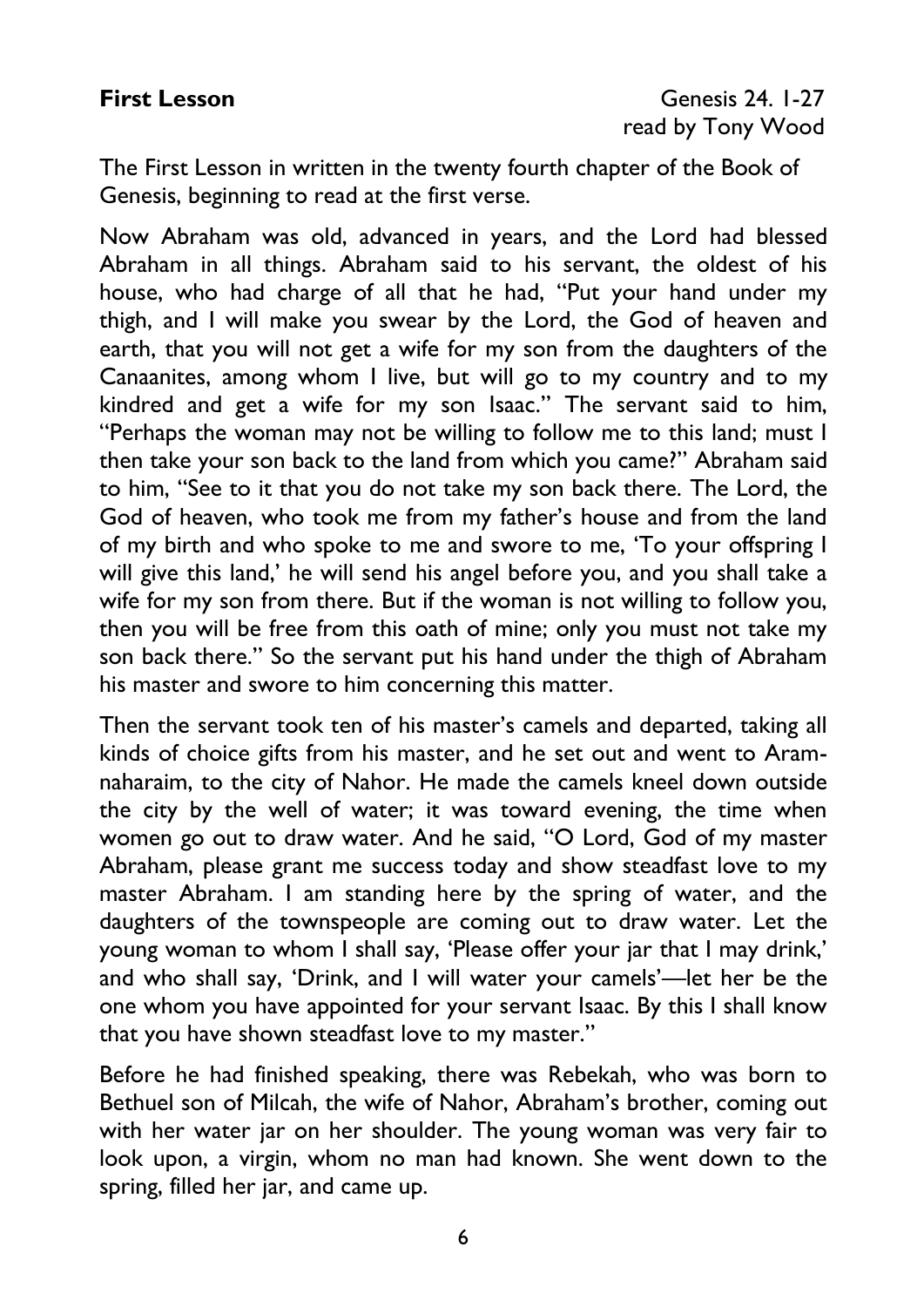**First Lesson** Genesis 24. 1-27
read by Tony Wood

The First Lesson in written in the twenty fourth chapter of the Book of Genesis, beginning to read at the first verse.

Now Abraham was old, advanced in years, and the Lord had blessed Abraham in all things. Abraham said to his servant, the oldest of his house, who had charge of all that he had, "Put your hand under my thigh, and I will make you swear by the Lord, the God of heaven and earth, that you will not get a wife for my son from the daughters of the Canaanites, among whom I live, but will go to my country and to my kindred and get a wife for my son Isaac." The servant said to him, "Perhaps the woman may not be willing to follow me to this land; must I then take your son back to the land from which you came?" Abraham said to him, "See to it that you do not take my son back there. The Lord, the God of heaven, who took me from my father's house and from the land of my birth and who spoke to me and swore to me, 'To your offspring I will give this land,' he will send his angel before you, and you shall take a wife for my son from there. But if the woman is not willing to follow you, then you will be free from this oath of mine; only you must not take my son back there." So the servant put his hand under the thigh of Abraham his master and swore to him concerning this matter.

Then the servant took ten of his master's camels and departed, taking all kinds of choice gifts from his master, and he set out and went to Aram-naharaim, to the city of Nahor. He made the camels kneel down outside the city by the well of water; it was toward evening, the time when women go out to draw water. And he said, "O Lord, God of my master Abraham, please grant me success today and show steadfast love to my master Abraham. I am standing here by the spring of water, and the daughters of the townspeople are coming out to draw water. Let the young woman to whom I shall say, 'Please offer your jar that I may drink,' and who shall say, 'Drink, and I will water your camels'—let her be the one whom you have appointed for your servant Isaac. By this I shall know that you have shown steadfast love to my master."

Before he had finished speaking, there was Rebekah, who was born to Bethuel son of Milcah, the wife of Nahor, Abraham's brother, coming out with her water jar on her shoulder. The young woman was very fair to look upon, a virgin, whom no man had known. She went down to the spring, filled her jar, and came up.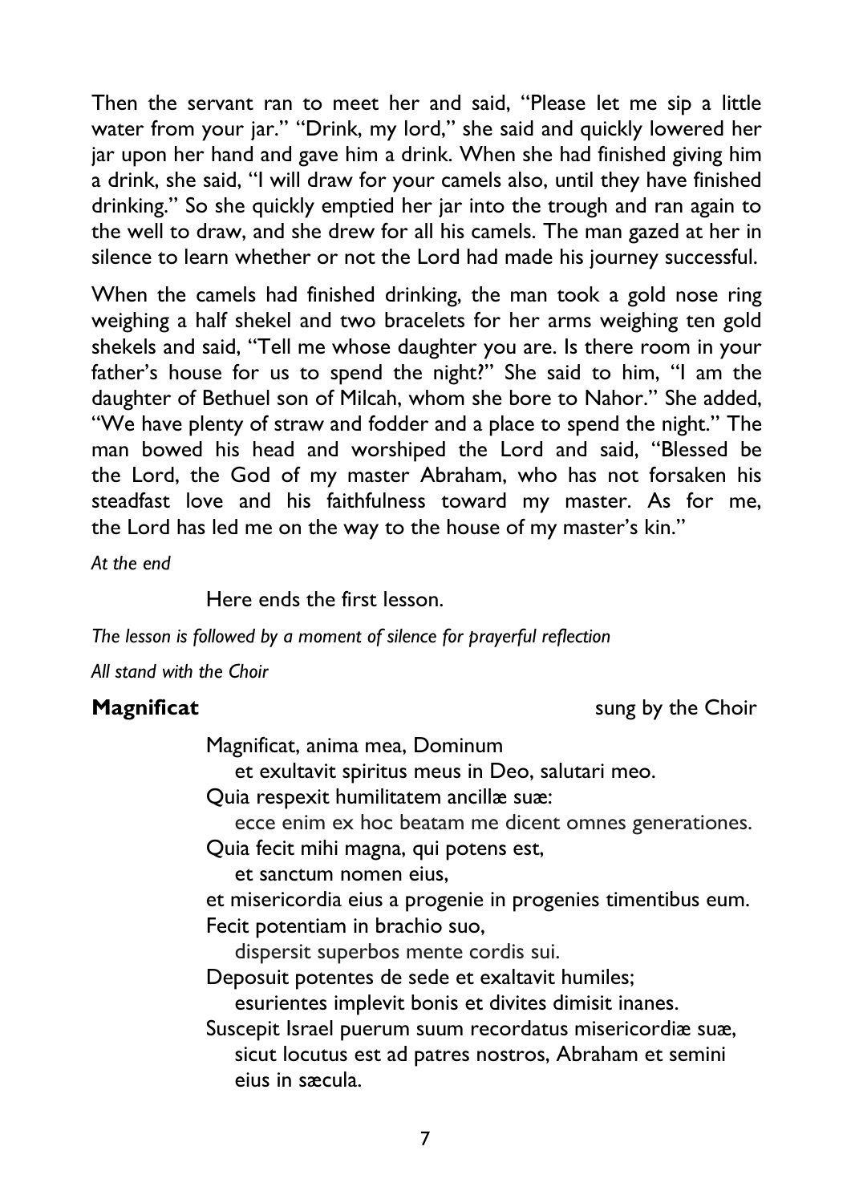Then the servant ran to meet her and said, "Please let me sip a little water from your jar." "Drink, my lord," she said and quickly lowered her jar upon her hand and gave him a drink. When she had finished giving him a drink, she said, "I will draw for your camels also, until they have finished drinking." So she quickly emptied her jar into the trough and ran again to the well to draw, and she drew for all his camels. The man gazed at her in silence to learn whether or not the Lord had made his journey successful.

When the camels had finished drinking, the man took a gold nose ring weighing a half shekel and two bracelets for her arms weighing ten gold shekels and said, "Tell me whose daughter you are. Is there room in your father's house for us to spend the night?" She said to him, "I am the daughter of Bethuel son of Milcah, whom she bore to Nahor." She added, "We have plenty of straw and fodder and a place to spend the night." The man bowed his head and worshiped the Lord and said, "Blessed be the Lord, the God of my master Abraham, who has not forsaken his steadfast love and his faithfulness toward my master. As for me, the Lord has led me on the way to the house of my master's kin."

*At the end*

Here ends the first lesson.

*The lesson is followed by a moment of silence for prayerful reflection*

*All stand with the Choir*

**Magnificat** sung by the Choir

Magnificat, anima mea, Dominum
et exultavit spiritus meus in Deo, salutari meo.
Quia respexit humilitatem ancillæ suæ:
ecce enim ex hoc beatam me dicent omnes generationes.
Quia fecit mihi magna, qui potens est,
et sanctum nomen eius,
et misericordia eius a progenie in progenies timentibus eum.
Fecit potentiam in brachio suo,
dispersit superbos mente cordis sui.
Deposuit potentes de sede et exaltavit humiles;
esurientes implevit bonis et divites dimisit inanes.
Suscepit Israel puerum suum recordatus misericordiæ suæ,
sicut locutus est ad patres nostros, Abraham et semini eius in sæcula.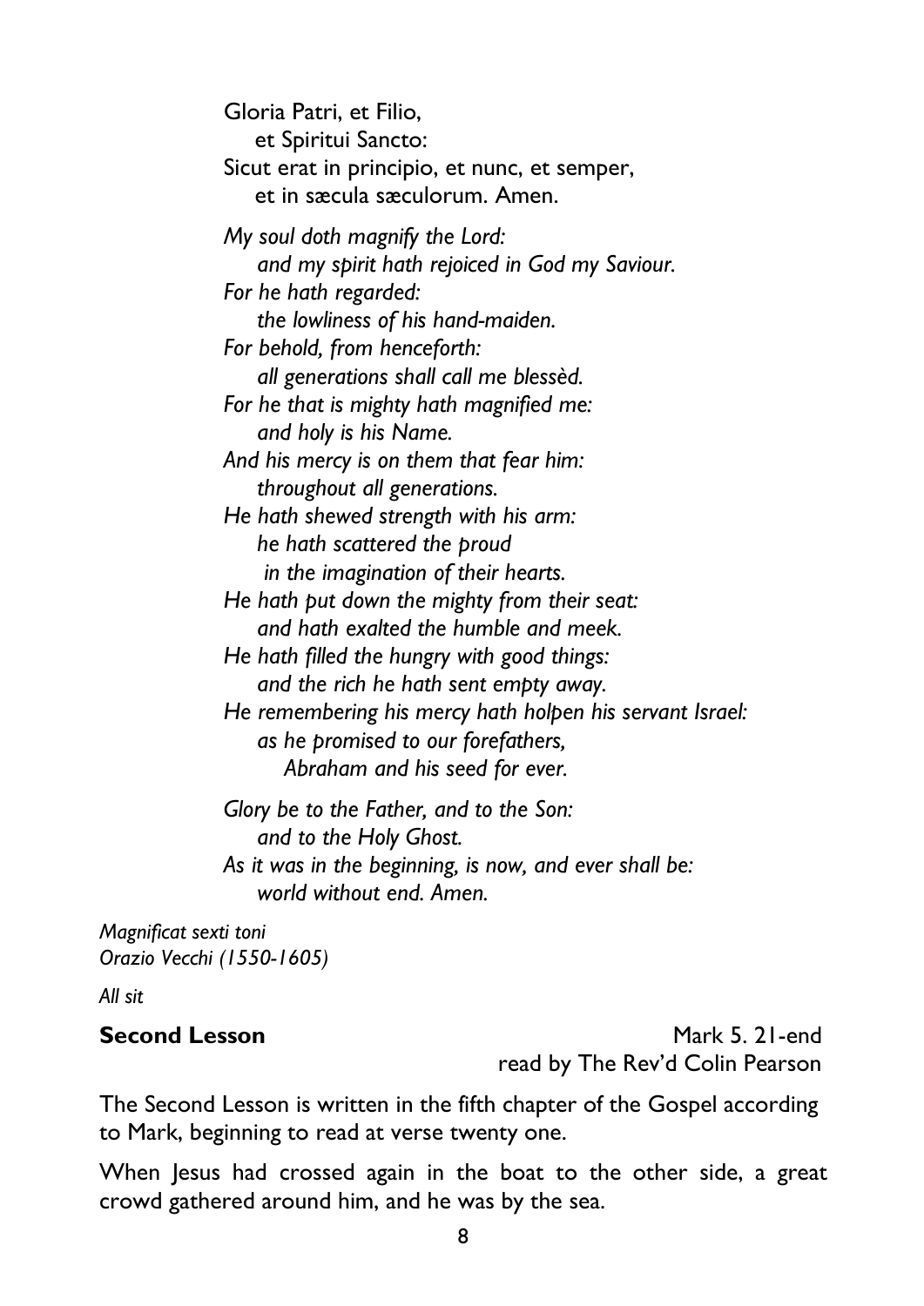Gloria Patri, et Filio,
et Spiritui Sancto:
Sicut erat in principio, et nunc, et semper,
et in sæcula sæculorum. Amen.

*My soul doth magnify the Lord:*
*and my spirit hath rejoiced in God my Saviour.*
*For he hath regarded:*
*the lowliness of his hand-maiden.*
*For behold, from henceforth:*
*all generations shall call me blessèd.*
*For he that is mighty hath magnified me:*
*and holy is his Name.*
*And his mercy is on them that fear him:*
*throughout all generations.*
*He hath shewed strength with his arm:*
*he hath scattered the proud*
*in the imagination of their hearts.*
*He hath put down the mighty from their seat:*
*and hath exalted the humble and meek.*
*He hath filled the hungry with good things:*
*and the rich he hath sent empty away.*
*He remembering his mercy hath holpen his servant Israel:*
*as he promised to our forefathers,*
*Abraham and his seed for ever.*

*Glory be to the Father, and to the Son:*
*and to the Holy Ghost.*
*As it was in the beginning, is now, and ever shall be:*
*world without end. Amen.*

*Magnificat sexti toni*
*Orazio Vecchi (1550-1605)*

*All sit*

**Second Lesson** Mark 5. 21-end
read by The Rev'd Colin Pearson

The Second Lesson is written in the fifth chapter of the Gospel according to Mark, beginning to read at verse twenty one.

When Jesus had crossed again in the boat to the other side, a great crowd gathered around him, and he was by the sea.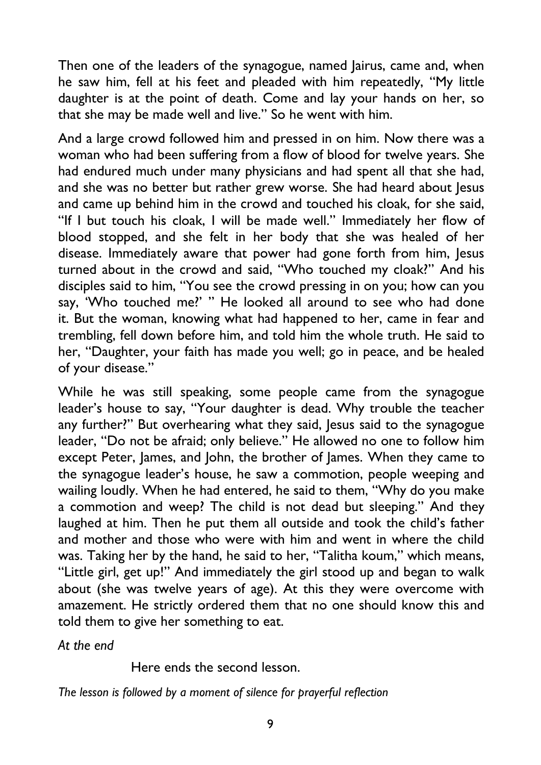Then one of the leaders of the synagogue, named Jairus, came and, when he saw him, fell at his feet and pleaded with him repeatedly, "My little daughter is at the point of death. Come and lay your hands on her, so that she may be made well and live." So he went with him.

And a large crowd followed him and pressed in on him. Now there was a woman who had been suffering from a flow of blood for twelve years. She had endured much under many physicians and had spent all that she had, and she was no better but rather grew worse. She had heard about Jesus and came up behind him in the crowd and touched his cloak, for she said, "If I but touch his cloak, I will be made well." Immediately her flow of blood stopped, and she felt in her body that she was healed of her disease. Immediately aware that power had gone forth from him, Jesus turned about in the crowd and said, "Who touched my cloak?" And his disciples said to him, "You see the crowd pressing in on you; how can you say, 'Who touched me?' " He looked all around to see who had done it. But the woman, knowing what had happened to her, came in fear and trembling, fell down before him, and told him the whole truth. He said to her, "Daughter, your faith has made you well; go in peace, and be healed of your disease."

While he was still speaking, some people came from the synagogue leader's house to say, "Your daughter is dead. Why trouble the teacher any further?" But overhearing what they said, Jesus said to the synagogue leader, "Do not be afraid; only believe." He allowed no one to follow him except Peter, James, and John, the brother of James. When they came to the synagogue leader's house, he saw a commotion, people weeping and wailing loudly. When he had entered, he said to them, "Why do you make a commotion and weep? The child is not dead but sleeping." And they laughed at him. Then he put them all outside and took the child's father and mother and those who were with him and went in where the child was. Taking her by the hand, he said to her, "Talitha koum," which means, "Little girl, get up!" And immediately the girl stood up and began to walk about (she was twelve years of age). At this they were overcome with amazement. He strictly ordered them that no one should know this and told them to give her something to eat.

*At the end*

Here ends the second lesson.

*The lesson is followed by a moment of silence for prayerful reflection*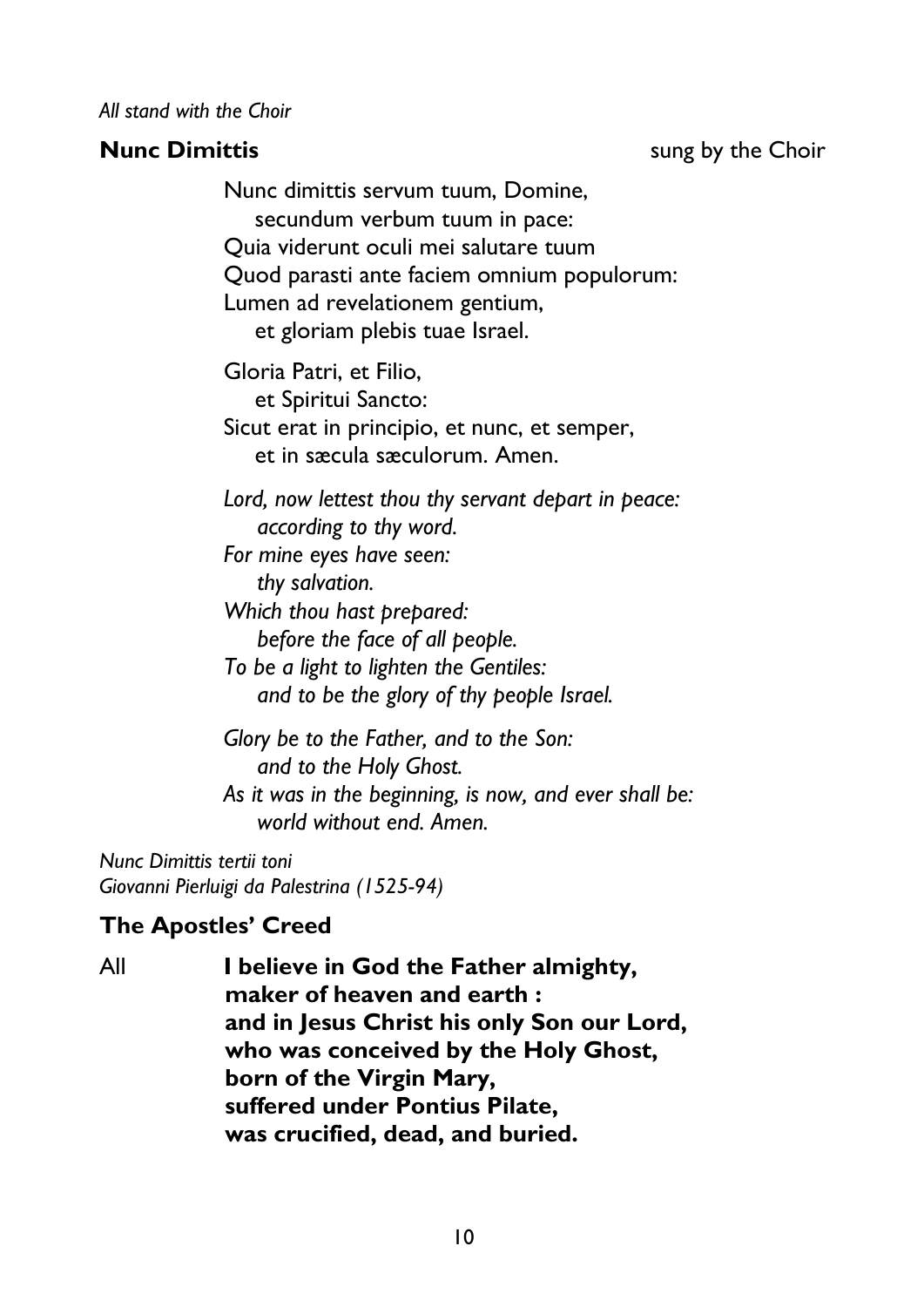*All stand with the Choir*

**Nunc Dimittis** sung by the Choir

Nunc dimittis servum tuum, Domine,
  secundum verbum tuum in pace:
Quia viderunt oculi mei salutare tuum
Quod parasti ante faciem omnium populorum:
Lumen ad revelationem gentium,
  et gloriam plebis tuae Israel.

Gloria Patri, et Filio,
  et Spiritui Sancto:
Sicut erat in principio, et nunc, et semper,
  et in sæcula sæculorum. Amen.

*Lord, now lettest thou thy servant depart in peace:*
  *according to thy word.*
*For mine eyes have seen:*
  *thy salvation.*
*Which thou hast prepared:*
  *before the face of all people.*
*To be a light to lighten the Gentiles:*
  *and to be the glory of thy people Israel.*

*Glory be to the Father, and to the Son:*
  *and to the Holy Ghost.*
*As it was in the beginning, is now, and ever shall be:*
  *world without end. Amen.*

*Nunc Dimittis tertii toni*
*Giovanni Pierluigi da Palestrina (1525-94)*

**The Apostles' Creed**

All **I believe in God the Father almighty,**
**maker of heaven and earth :**
**and in Jesus Christ his only Son our Lord,**
**who was conceived by the Holy Ghost,**
**born of the Virgin Mary,**
**suffered under Pontius Pilate,**
**was crucified, dead, and buried.**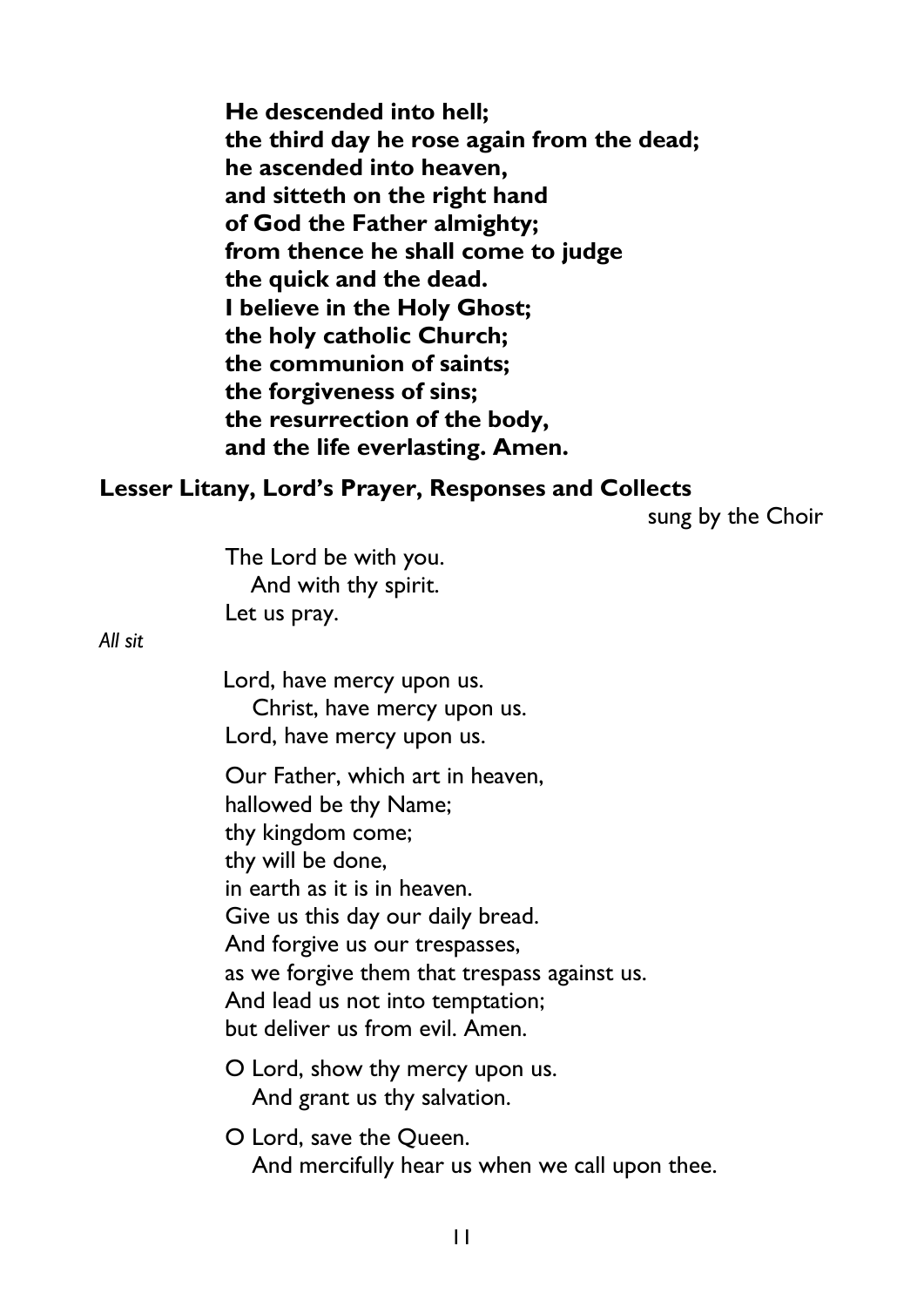**He descended into hell;**
**the third day he rose again from the dead;**
**he ascended into heaven,**
**and sitteth on the right hand**
**of God the Father almighty;**
**from thence he shall come to judge**
**the quick and the dead.**
**I believe in the Holy Ghost;**
**the holy catholic Church;**
**the communion of saints;**
**the forgiveness of sins;**
**the resurrection of the body,**
**and the life everlasting. Amen.**

## Lesser Litany, Lord's Prayer, Responses and Collects

sung by the Choir

The Lord be with you.
And with thy spirit.
Let us pray.

*All sit*

Lord, have mercy upon us.
Christ, have mercy upon us.
Lord, have mercy upon us.

Our Father, which art in heaven,
hallowed be thy Name;
thy kingdom come;
thy will be done,
in earth as it is in heaven.
Give us this day our daily bread.
And forgive us our trespasses,
as we forgive them that trespass against us.
And lead us not into temptation;
but deliver us from evil. Amen.

O Lord, show thy mercy upon us.
And grant us thy salvation.

O Lord, save the Queen.
And mercifully hear us when we call upon thee.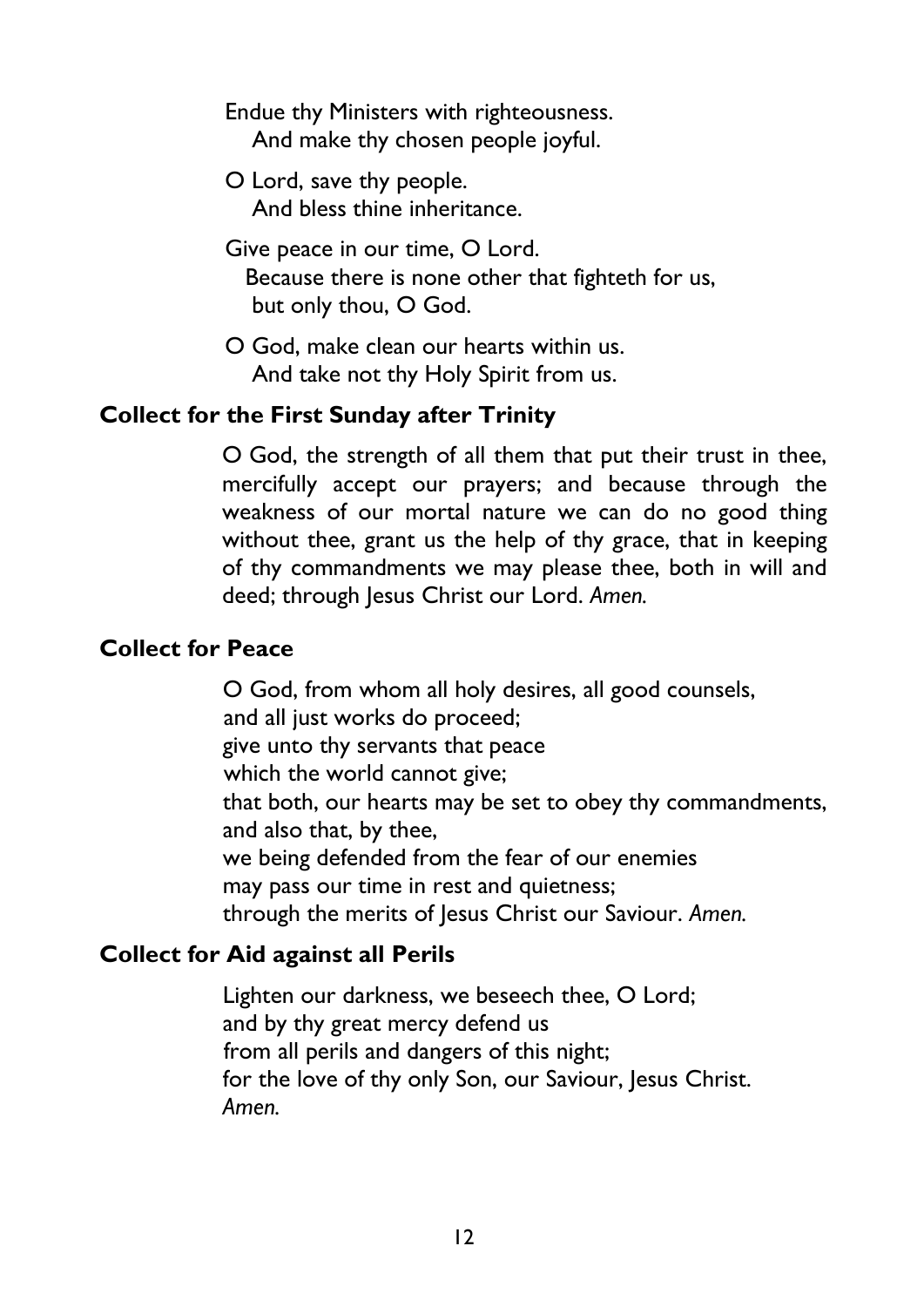Endue thy Ministers with righteousness.
And make thy chosen people joyful.

O Lord, save thy people.
And bless thine inheritance.

Give peace in our time, O Lord.
Because there is none other that fighteth for us,
but only thou, O God.

O God, make clean our hearts within us.
And take not thy Holy Spirit from us.

**Collect for the First Sunday after Trinity**

O God, the strength of all them that put their trust in thee, mercifully accept our prayers; and because through the weakness of our mortal nature we can do no good thing without thee, grant us the help of thy grace, that in keeping of thy commandments we may please thee, both in will and deed; through Jesus Christ our Lord. *Amen.*

**Collect for Peace**

O God, from whom all holy desires, all good counsels,
and all just works do proceed;
give unto thy servants that peace
which the world cannot give;
that both, our hearts may be set to obey thy commandments,
and also that, by thee,
we being defended from the fear of our enemies
may pass our time in rest and quietness;
through the merits of Jesus Christ our Saviour. *Amen.*

**Collect for Aid against all Perils**

Lighten our darkness, we beseech thee, O Lord;
and by thy great mercy defend us
from all perils and dangers of this night;
for the love of thy only Son, our Saviour, Jesus Christ.
*Amen.*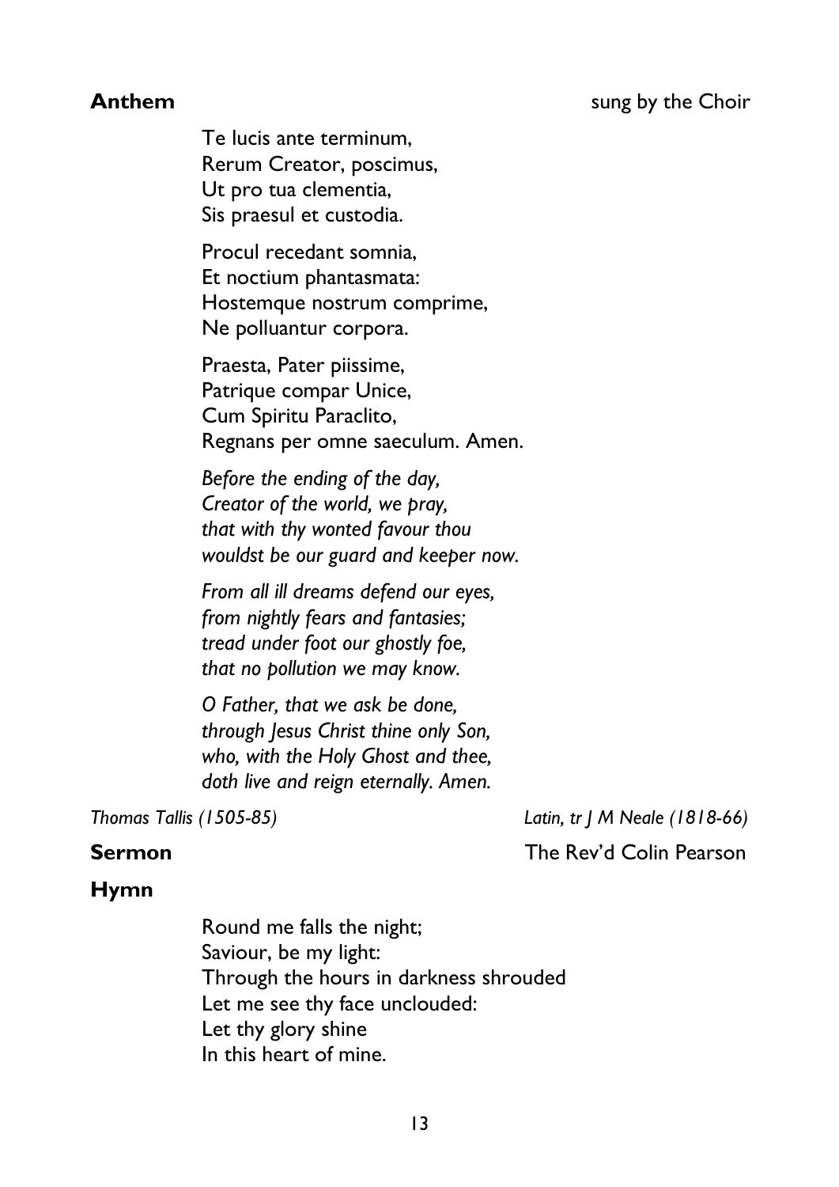**Anthem** sung by the Choir

Te lucis ante terminum,
Rerum Creator, poscimus,
Ut pro tua clementia,
Sis praesul et custodia.

Procul recedant somnia,
Et noctium phantasmata:
Hostemque nostrum comprime,
Ne polluantur corpora.

Praesta, Pater piissime,
Patrique compar Unice,
Cum Spiritu Paraclito,
Regnans per omne saeculum. Amen.

*Before the ending of the day,*
*Creator of the world, we pray,*
*that with thy wonted favour thou*
*wouldst be our guard and keeper now.*

*From all ill dreams defend our eyes,*
*from nightly fears and fantasies;*
*tread under foot our ghostly foe,*
*that no pollution we may know.*

*O Father, that we ask be done,*
*through Jesus Christ thine only Son,*
*who, with the Holy Ghost and thee,*
*doth live and reign eternally. Amen.*

*Thomas Tallis (1505-85)* *Latin, tr J M Neale (1818-66)*

**Sermon** The Rev'd Colin Pearson

**Hymn**

Round me falls the night;
Saviour, be my light:
Through the hours in darkness shrouded
Let me see thy face unclouded:
Let thy glory shine
In this heart of mine.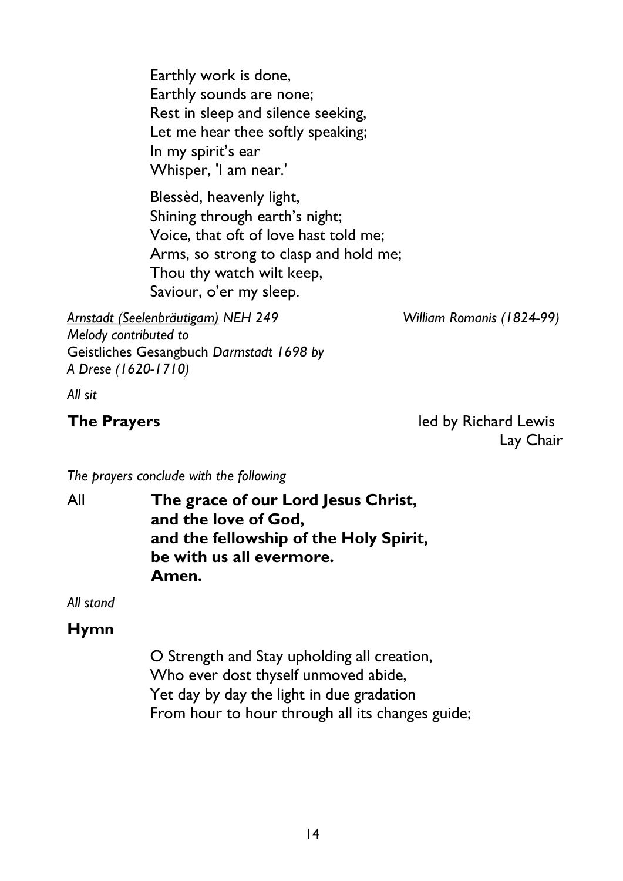Earthly work is done,
Earthly sounds are none;
Rest in sleep and silence seeking,
Let me hear thee softly speaking;
In my spirit's ear
Whisper, 'I am near.'

Blessèd, heavenly light,
Shining through earth's night;
Voice, that oft of love hast told me;
Arms, so strong to clasp and hold me;
Thou thy watch wilt keep,
Saviour, o'er my sleep.

*Arnstadt (Seelenbräutigam) NEH 249* — *William Romanis (1824-99)*
*Melody contributed to* Geistliches Gesangbuch *Darmstadt 1698 by A Drese (1620-1710)*

*All sit*

**The Prayers** — led by Richard Lewis, Lay Chair

*The prayers conclude with the following*

All **The grace of our Lord Jesus Christ,**
**and the love of God,**
**and the fellowship of the Holy Spirit,**
**be with us all evermore.**
**Amen.**

*All stand*

**Hymn**

O Strength and Stay upholding all creation,
Who ever dost thyself unmoved abide,
Yet day by day the light in due gradation
From hour to hour through all its changes guide;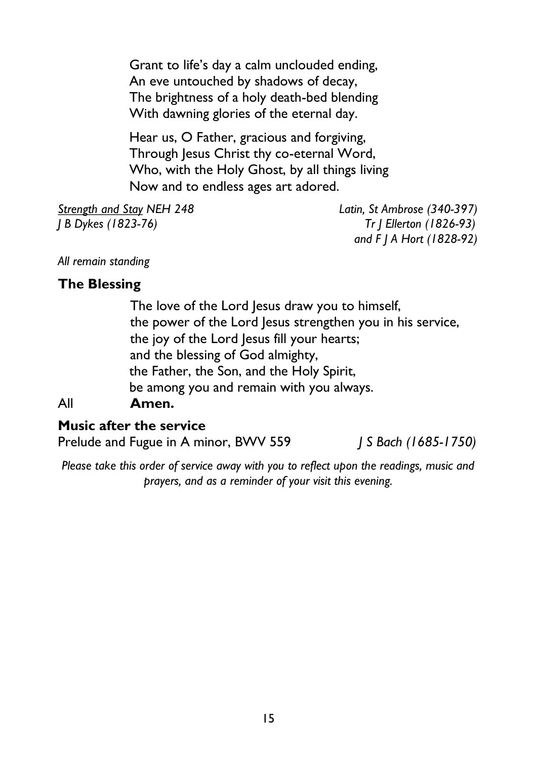Grant to life's day a calm unclouded ending,
An eve untouched by shadows of decay,
The brightness of a holy death-bed blending
With dawning glories of the eternal day.

Hear us, O Father, gracious and forgiving,
Through Jesus Christ thy co-eternal Word,
Who, with the Holy Ghost, by all things living
Now and to endless ages art adored.

*Strength and Stay NEH 248* — *Latin, St Ambrose (340-397)*
*J B Dykes (1823-76)* — *Tr J Ellerton (1826-93) and F J A Hort (1828-92)*

*All remain standing*

**The Blessing**

The love of the Lord Jesus draw you to himself,
the power of the Lord Jesus strengthen you in his service,
the joy of the Lord Jesus fill your hearts;
and the blessing of God almighty,
the Father, the Son, and the Holy Spirit,
be among you and remain with you always.

All **Amen.**

**Music after the service**

Prelude and Fugue in A minor, BWV 559 — *J S Bach (1685-1750)*

*Please take this order of service away with you to reflect upon the readings, music and prayers, and as a reminder of your visit this evening.*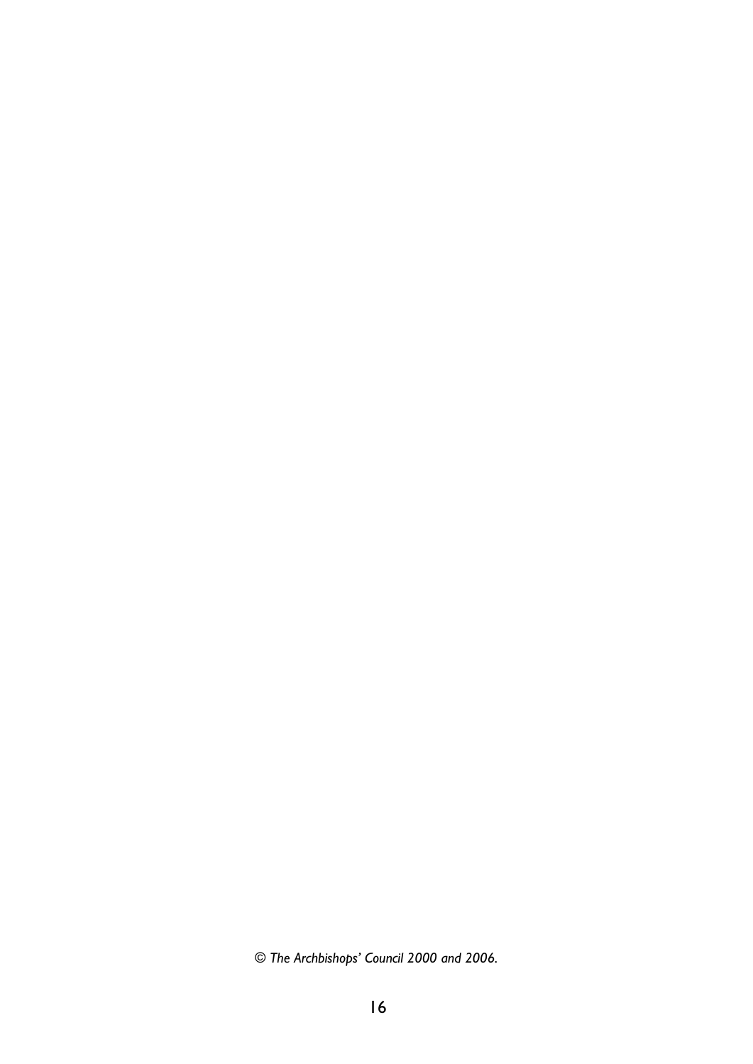*© The Archbishops' Council 2000 and 2006.*